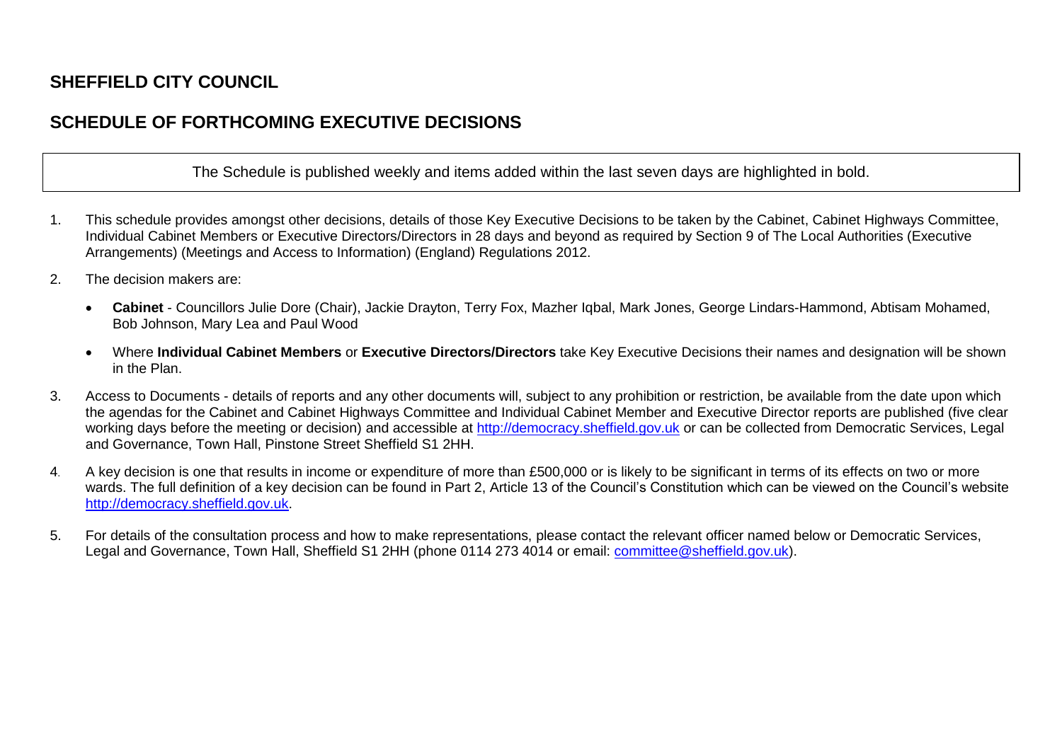# SHEFFIELD CITY COUNCIL

## SCHEDULE OF FORTHCOMING EXECUTIVE DECISIONS

| The Schedule is published weekly and items added within the last seven days are highlighted in bold. |
|---|

1. This schedule provides amongst other decisions, details of those Key Executive Decisions to be taken by the Cabinet, Cabinet Highways Committee, Individual Cabinet Members or Executive Directors/Directors in 28 days and beyond as required by Section 9 of The Local Authorities (Executive Arrangements) (Meetings and Access to Information) (England) Regulations 2012.

2. The decision makers are:

   - **Cabinet** - Councillors Julie Dore (Chair), Jackie Drayton, Terry Fox, Mazher Iqbal, Mark Jones, George Lindars-Hammond, Abtisam Mohamed, Bob Johnson, Mary Lea and Paul Wood

   - Where **Individual Cabinet Members** or **Executive Directors/Directors** take Key Executive Decisions their names and designation will be shown in the Plan.

3. Access to Documents - details of reports and any other documents will, subject to any prohibition or restriction, be available from the date upon which the agendas for the Cabinet and Cabinet Highways Committee and Individual Cabinet Member and Executive Director reports are published (five clear working days before the meeting or decision) and accessible at http://democracy.sheffield.gov.uk or can be collected from Democratic Services, Legal and Governance, Town Hall, Pinstone Street Sheffield S1 2HH.

4. A key decision is one that results in income or expenditure of more than £500,000 or is likely to be significant in terms of its effects on two or more wards. The full definition of a key decision can be found in Part 2, Article 13 of the Council's Constitution which can be viewed on the Council's website http://democracy.sheffield.gov.uk.

5. For details of the consultation process and how to make representations, please contact the relevant officer named below or Democratic Services, Legal and Governance, Town Hall, Sheffield S1 2HH (phone 0114 273 4014 or email: committee@sheffield.gov.uk).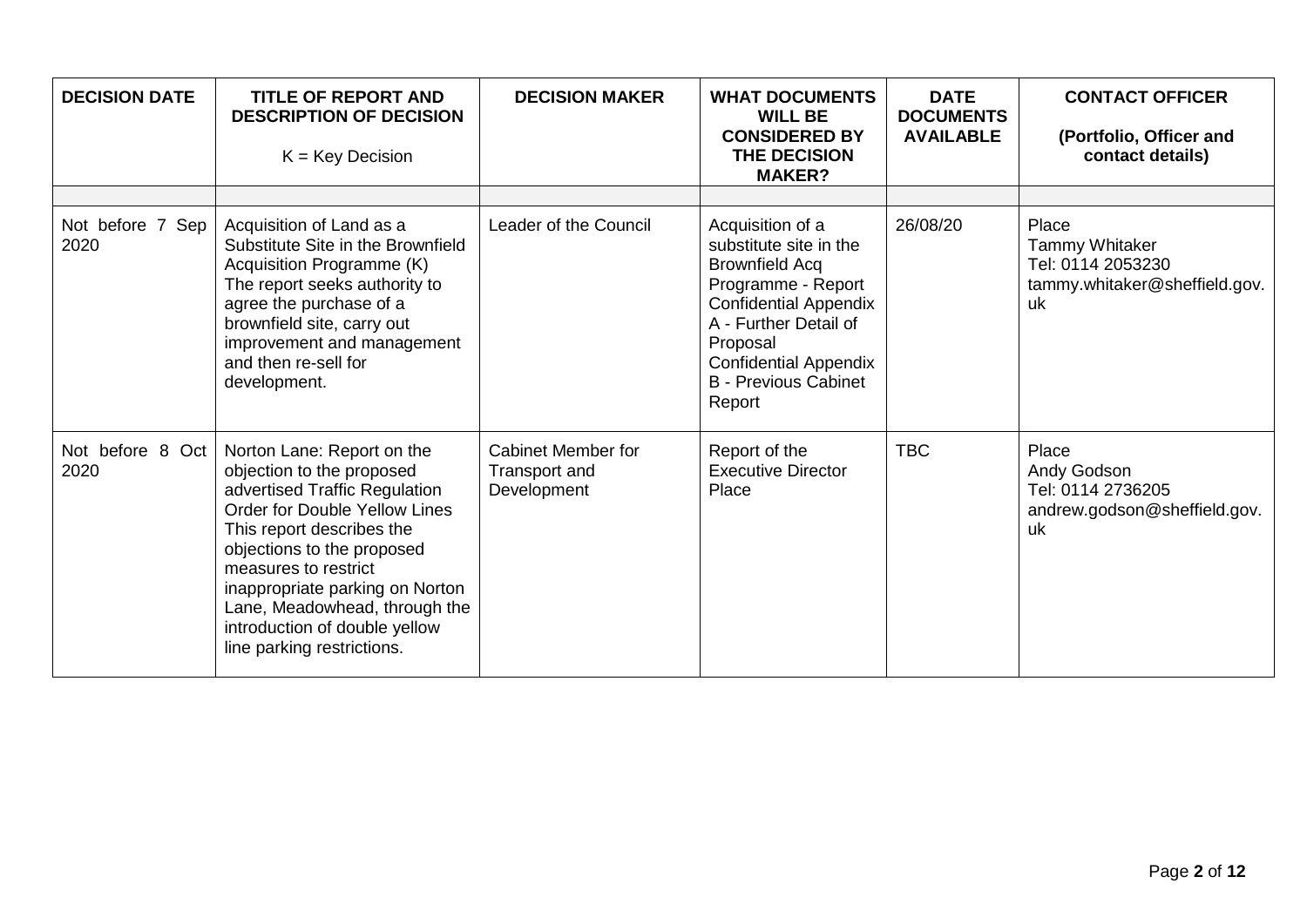| DECISION DATE | TITLE OF REPORT AND DESCRIPTION OF DECISION<br><br>K = Key Decision | DECISION MAKER | WHAT DOCUMENTS WILL BE CONSIDERED BY THE DECISION MAKER? | DATE DOCUMENTS AVAILABLE | CONTACT OFFICER<br><br>(Portfolio, Officer and contact details) |
|---|---|---|---|---|---|
| | | | | | |
| Not before 7 Sep 2020 | Acquisition of Land as a Substitute Site in the Brownfield Acquisition Programme (K)<br>The report seeks authority to agree the purchase of a brownfield site, carry out improvement and management and then re-sell for development. | Leader of the Council | Acquisition of a substitute site in the Brownfield Acq Programme - Report<br>Confidential Appendix A - Further Detail of Proposal<br>Confidential Appendix B - Previous Cabinet Report | 26/08/20 | Place<br>Tammy Whitaker<br>Tel: 0114 2053230<br>tammy.whitaker@sheffield.gov.uk |
| Not before 8 Oct 2020 | Norton Lane: Report on the objection to the proposed advertised Traffic Regulation Order for Double Yellow Lines<br>This report describes the objections to the proposed measures to restrict inappropriate parking on Norton Lane, Meadowhead, through the introduction of double yellow line parking restrictions. | Cabinet Member for Transport and Development | Report of the Executive Director Place | TBC | Place<br>Andy Godson<br>Tel: 0114 2736205<br>andrew.godson@sheffield.gov.uk |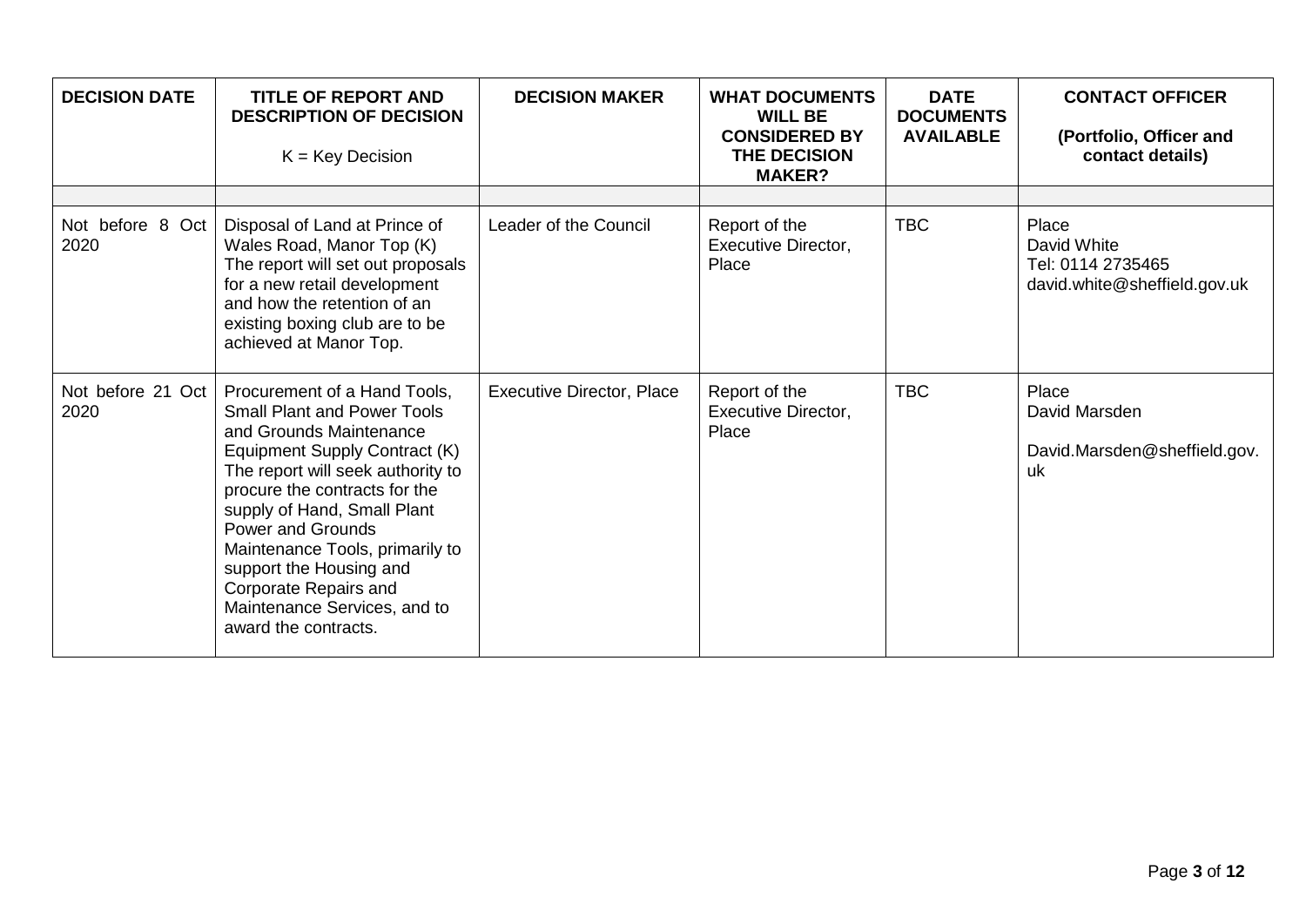| DECISION DATE | TITLE OF REPORT AND DESCRIPTION OF DECISION<br><br>K = Key Decision | DECISION MAKER | WHAT DOCUMENTS WILL BE CONSIDERED BY THE DECISION MAKER? | DATE DOCUMENTS AVAILABLE | CONTACT OFFICER<br><br>(Portfolio, Officer and contact details) |
|---|---|---|---|---|---|
| | | | | | |
| Not before 8 Oct 2020 | Disposal of Land at Prince of Wales Road, Manor Top (K)<br>The report will set out proposals for a new retail development and how the retention of an existing boxing club are to be achieved at Manor Top. | Leader of the Council | Report of the Executive Director, Place | TBC | Place<br>David White<br>Tel: 0114 2735465<br>david.white@sheffield.gov.uk |
| Not before 21 Oct 2020 | Procurement of a Hand Tools, Small Plant and Power Tools and Grounds Maintenance Equipment Supply Contract (K)<br>The report will seek authority to procure the contracts for the supply of Hand, Small Plant Power and Grounds Maintenance Tools, primarily to support the Housing and Corporate Repairs and Maintenance Services, and to award the contracts. | Executive Director, Place | Report of the Executive Director, Place | TBC | Place<br>David Marsden<br><br>David.Marsden@sheffield.gov.uk |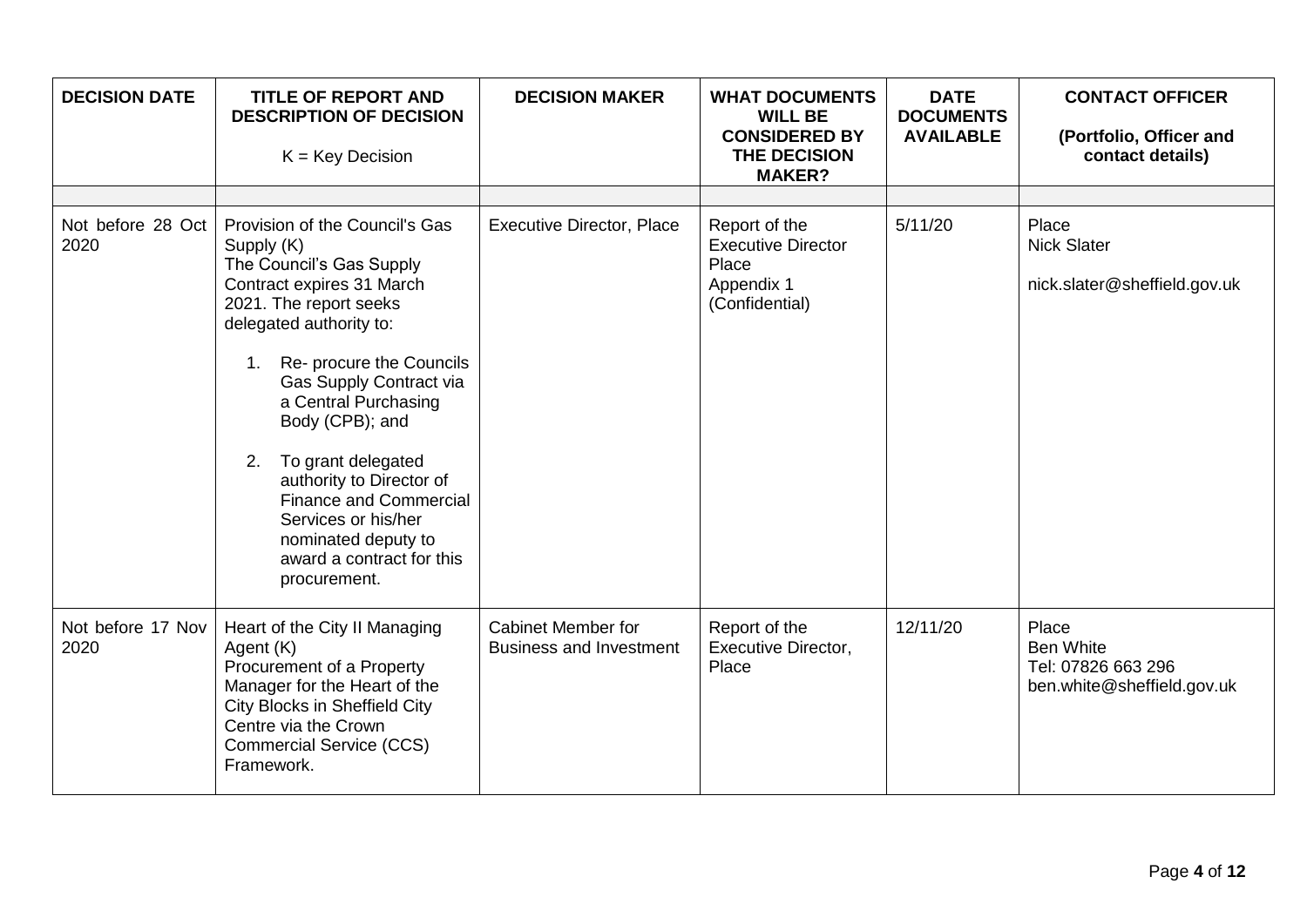| DECISION DATE | TITLE OF REPORT AND DESCRIPTION OF DECISION<br><br>K = Key Decision | DECISION MAKER | WHAT DOCUMENTS WILL BE CONSIDERED BY THE DECISION MAKER? | DATE DOCUMENTS AVAILABLE | CONTACT OFFICER<br><br>(Portfolio, Officer and contact details) |
|---|---|---|---|---|---|
| | | | | | |
| Not before 28 Oct 2020 | Provision of the Council's Gas Supply (K)<br>The Council's Gas Supply Contract expires 31 March 2021. The report seeks delegated authority to:<br><br>1. Re- procure the Councils Gas Supply Contract via a Central Purchasing Body (CPB); and<br><br>2. To grant delegated authority to Director of Finance and Commercial Services or his/her nominated deputy to award a contract for this procurement. | Executive Director, Place | Report of the Executive Director Place<br>Appendix 1 (Confidential) | 5/11/20 | Place<br>Nick Slater<br><br>nick.slater@sheffield.gov.uk |
| Not before 17 Nov 2020 | Heart of the City II Managing Agent (K)<br>Procurement of a Property Manager for the Heart of the City Blocks in Sheffield City Centre via the Crown Commercial Service (CCS) Framework. | Cabinet Member for Business and Investment | Report of the Executive Director, Place | 12/11/20 | Place<br>Ben White<br>Tel: 07826 663 296<br>ben.white@sheffield.gov.uk |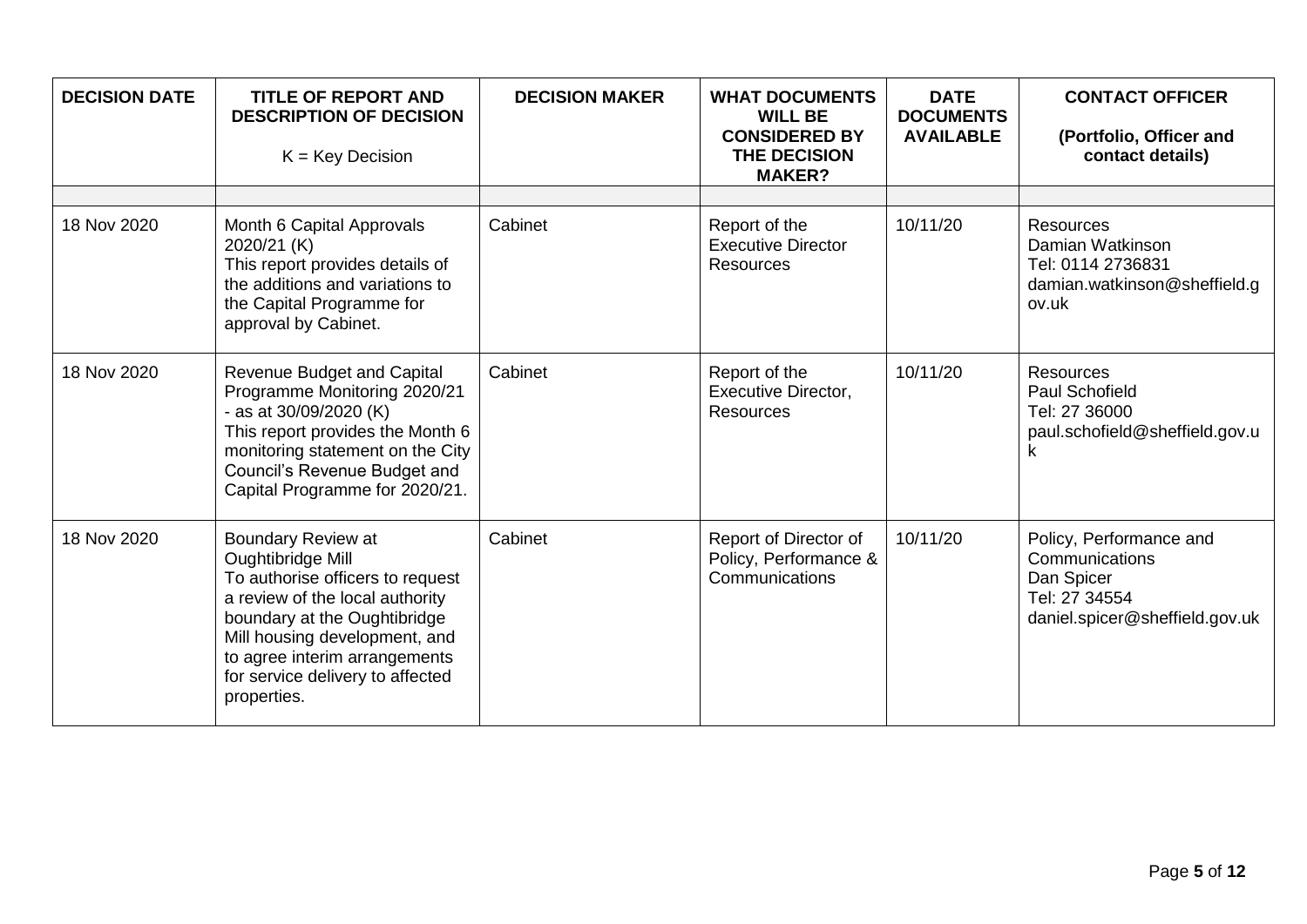| DECISION DATE | TITLE OF REPORT AND DESCRIPTION OF DECISION<br><br>K = Key Decision | DECISION MAKER | WHAT DOCUMENTS WILL BE CONSIDERED BY THE DECISION MAKER? | DATE DOCUMENTS AVAILABLE | CONTACT OFFICER<br><br>(Portfolio, Officer and contact details) |
|---|---|---|---|---|---|
| | | | | | |
| 18 Nov 2020 | Month 6 Capital Approvals 2020/21 (K)<br>This report provides details of the additions and variations to the Capital Programme for approval by Cabinet. | Cabinet | Report of the Executive Director Resources | 10/11/20 | Resources<br>Damian Watkinson<br>Tel: 0114 2736831<br>damian.watkinson@sheffield.gov.uk |
| 18 Nov 2020 | Revenue Budget and Capital Programme Monitoring 2020/21 - as at 30/09/2020 (K)<br>This report provides the Month 6 monitoring statement on the City Council's Revenue Budget and Capital Programme for 2020/21. | Cabinet | Report of the Executive Director, Resources | 10/11/20 | Resources<br>Paul Schofield<br>Tel: 27 36000<br>paul.schofield@sheffield.gov.uk |
| 18 Nov 2020 | Boundary Review at Oughtibridge Mill<br>To authorise officers to request a review of the local authority boundary at the Oughtibridge Mill housing development, and to agree interim arrangements for service delivery to affected properties. | Cabinet | Report of Director of Policy, Performance & Communications | 10/11/20 | Policy, Performance and Communications<br>Dan Spicer<br>Tel: 27 34554<br>daniel.spicer@sheffield.gov.uk |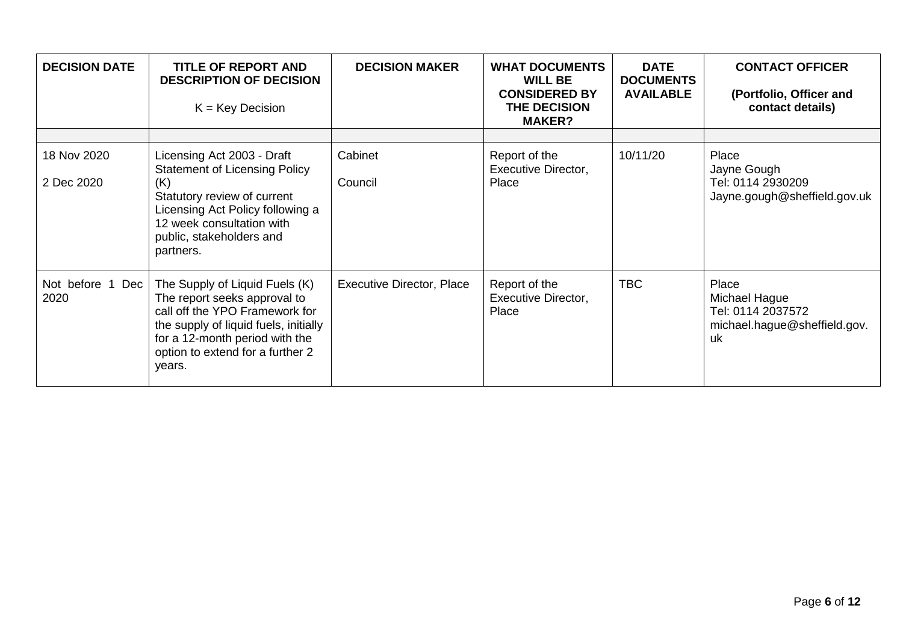| DECISION DATE | TITLE OF REPORT AND DESCRIPTION OF DECISION<br><br>K = Key Decision | DECISION MAKER | WHAT DOCUMENTS WILL BE CONSIDERED BY THE DECISION MAKER? | DATE DOCUMENTS AVAILABLE | CONTACT OFFICER<br><br>(Portfolio, Officer and contact details) |
|---|---|---|---|---|---|
| | | | | | |
| 18 Nov 2020<br><br>2 Dec 2020 | Licensing Act 2003 - Draft Statement of Licensing Policy (K)<br>Statutory review of current Licensing Act Policy following a 12 week consultation with public, stakeholders and partners. | Cabinet<br><br>Council | Report of the Executive Director, Place | 10/11/20 | Place<br>Jayne Gough<br>Tel: 0114 2930209<br>Jayne.gough@sheffield.gov.uk |
| Not before 1 Dec 2020 | The Supply of Liquid Fuels (K)<br>The report seeks approval to call off the YPO Framework for the supply of liquid fuels, initially for a 12-month period with the option to extend for a further 2 years. | Executive Director, Place | Report of the Executive Director, Place | TBC | Place<br>Michael Hague<br>Tel: 0114 2037572<br>michael.hague@sheffield.gov.uk |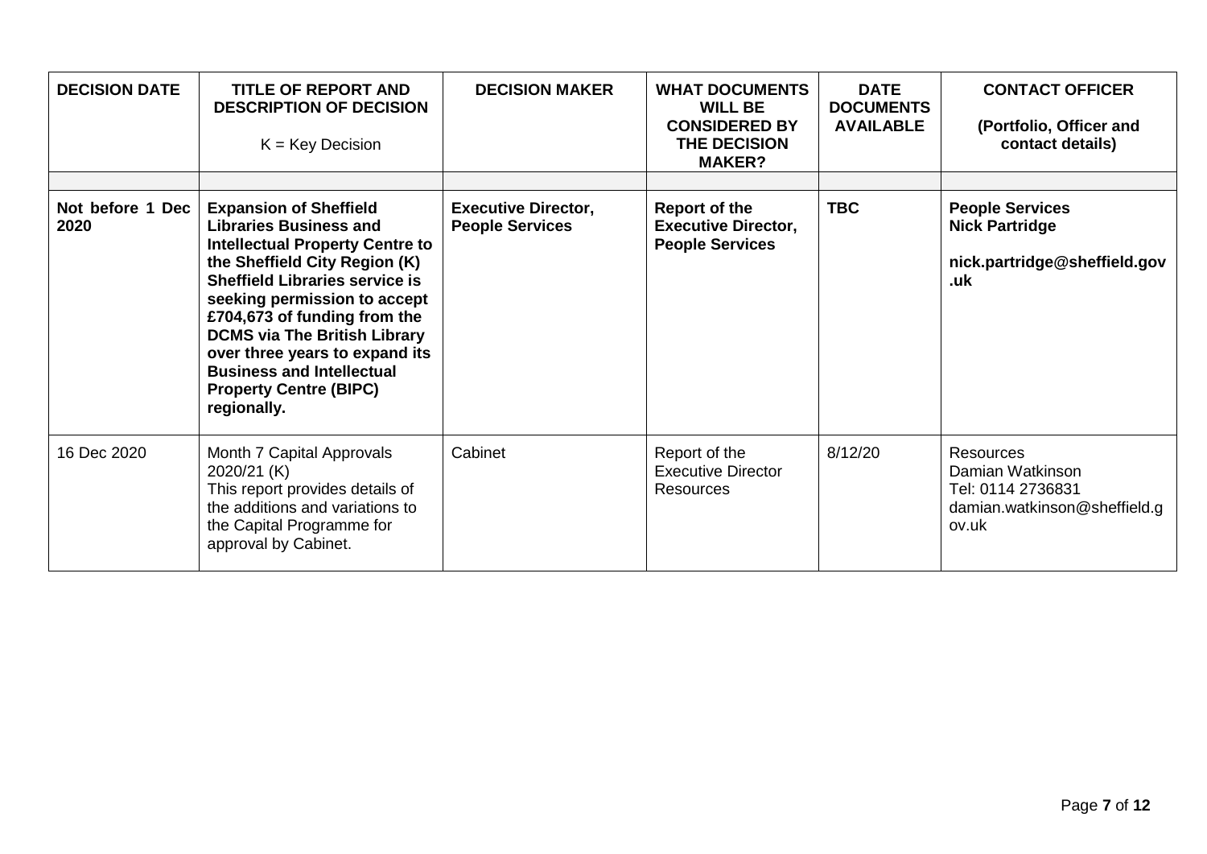| DECISION DATE | TITLE OF REPORT AND DESCRIPTION OF DECISION<br><br>K = Key Decision | DECISION MAKER | WHAT DOCUMENTS WILL BE CONSIDERED BY THE DECISION MAKER? | DATE DOCUMENTS AVAILABLE | CONTACT OFFICER<br><br>(Portfolio, Officer and contact details) |
|---|---|---|---|---|---|
| | | | | | |
| **Not before 1 Dec 2020** | **Expansion of Sheffield Libraries Business and Intellectual Property Centre to the Sheffield City Region (K)**<br>**Sheffield Libraries service is seeking permission to accept £704,673 of funding from the DCMS via The British Library over three years to expand its Business and Intellectual Property Centre (BIPC) regionally.** | **Executive Director, People Services** | **Report of the Executive Director, People Services** | **TBC** | **People Services**<br>**Nick Partridge**<br><br>**nick.partridge@sheffield.gov.uk** |
| 16 Dec 2020 | Month 7 Capital Approvals 2020/21 (K)<br>This report provides details of the additions and variations to the Capital Programme for approval by Cabinet. | Cabinet | Report of the Executive Director Resources | 8/12/20 | Resources<br>Damian Watkinson<br>Tel: 0114 2736831<br>damian.watkinson@sheffield.gov.uk |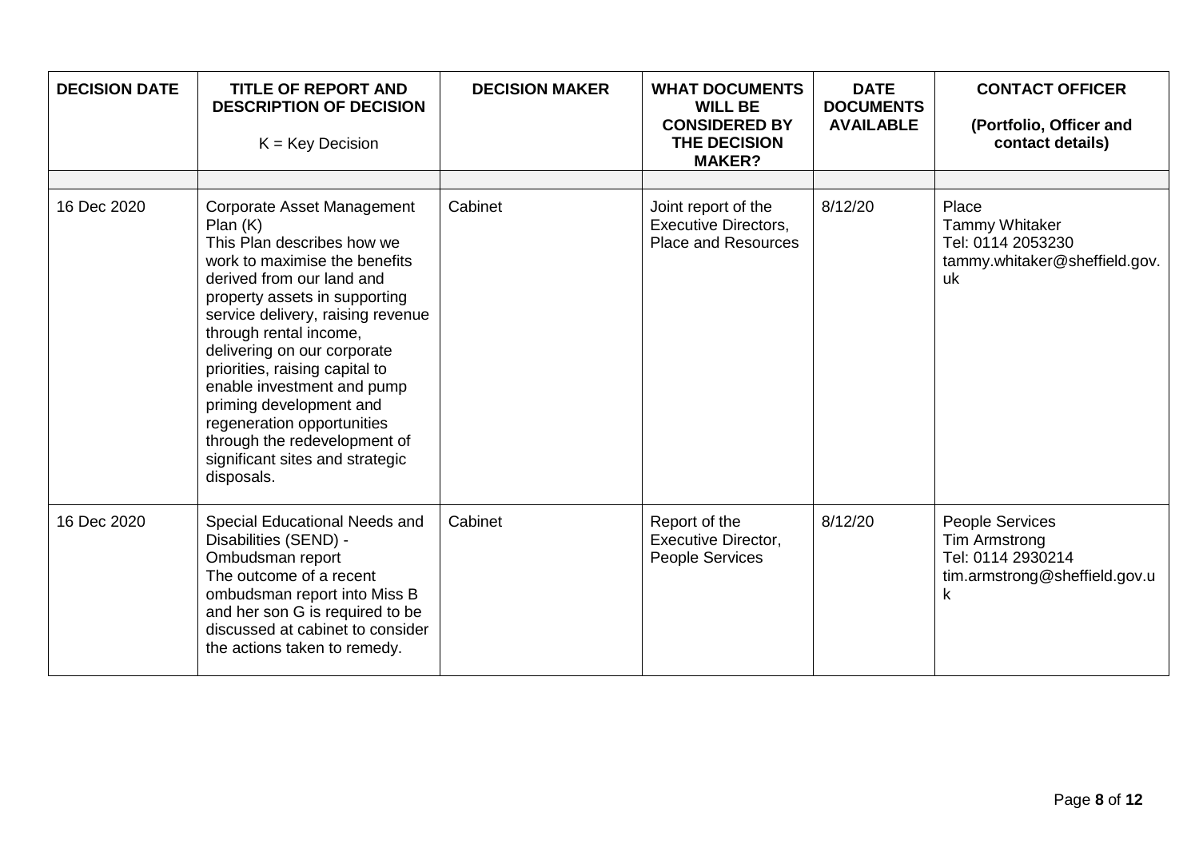| DECISION DATE | TITLE OF REPORT AND DESCRIPTION OF DECISION<br><br>K = Key Decision | DECISION MAKER | WHAT DOCUMENTS WILL BE CONSIDERED BY THE DECISION MAKER? | DATE DOCUMENTS AVAILABLE | CONTACT OFFICER<br><br>(Portfolio, Officer and contact details) |
|---|---|---|---|---|---|
| | | | | | |
| 16 Dec 2020 | Corporate Asset Management Plan (K)<br>This Plan describes how we work to maximise the benefits derived from our land and property assets in supporting service delivery, raising revenue through rental income, delivering on our corporate priorities, raising capital to enable investment and pump priming development and regeneration opportunities through the redevelopment of significant sites and strategic disposals. | Cabinet | Joint report of the Executive Directors, Place and Resources | 8/12/20 | Place<br>Tammy Whitaker<br>Tel: 0114 2053230<br>tammy.whitaker@sheffield.gov.uk |
| 16 Dec 2020 | Special Educational Needs and Disabilities (SEND) - Ombudsman report<br>The outcome of a recent ombudsman report into Miss B and her son G is required to be discussed at cabinet to consider the actions taken to remedy. | Cabinet | Report of the Executive Director, People Services | 8/12/20 | People Services<br>Tim Armstrong<br>Tel: 0114 2930214<br>tim.armstrong@sheffield.gov.uk |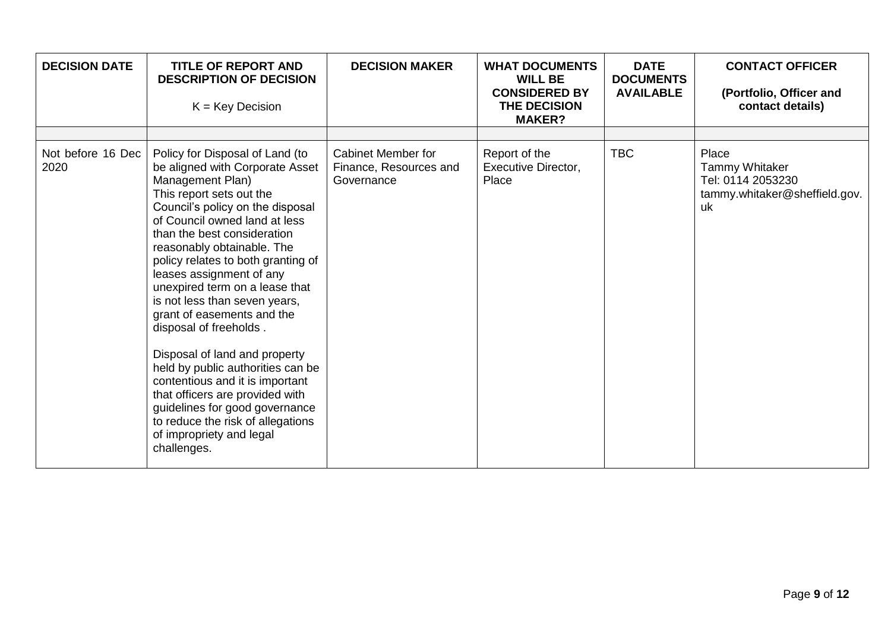| DECISION DATE | TITLE OF REPORT AND DESCRIPTION OF DECISION<br><br>K = Key Decision | DECISION MAKER | WHAT DOCUMENTS WILL BE CONSIDERED BY THE DECISION MAKER? | DATE DOCUMENTS AVAILABLE | CONTACT OFFICER<br><br>(Portfolio, Officer and contact details) |
|---|---|---|---|---|---|
| | | | | | |
| Not before 16 Dec 2020 | Policy for Disposal of Land (to be aligned with Corporate Asset Management Plan)<br>This report sets out the Council's policy on the disposal of Council owned land at less than the best consideration reasonably obtainable. The policy relates to both granting of leases assignment of any unexpired term on a lease that is not less than seven years, grant of easements and the disposal of freeholds .<br><br>Disposal of land and property held by public authorities can be contentious and it is important that officers are provided with guidelines for good governance to reduce the risk of allegations of impropriety and legal challenges. | Cabinet Member for Finance, Resources and Governance | Report of the Executive Director, Place | TBC | Place<br>Tammy Whitaker<br>Tel: 0114 2053230<br>tammy.whitaker@sheffield.gov.uk |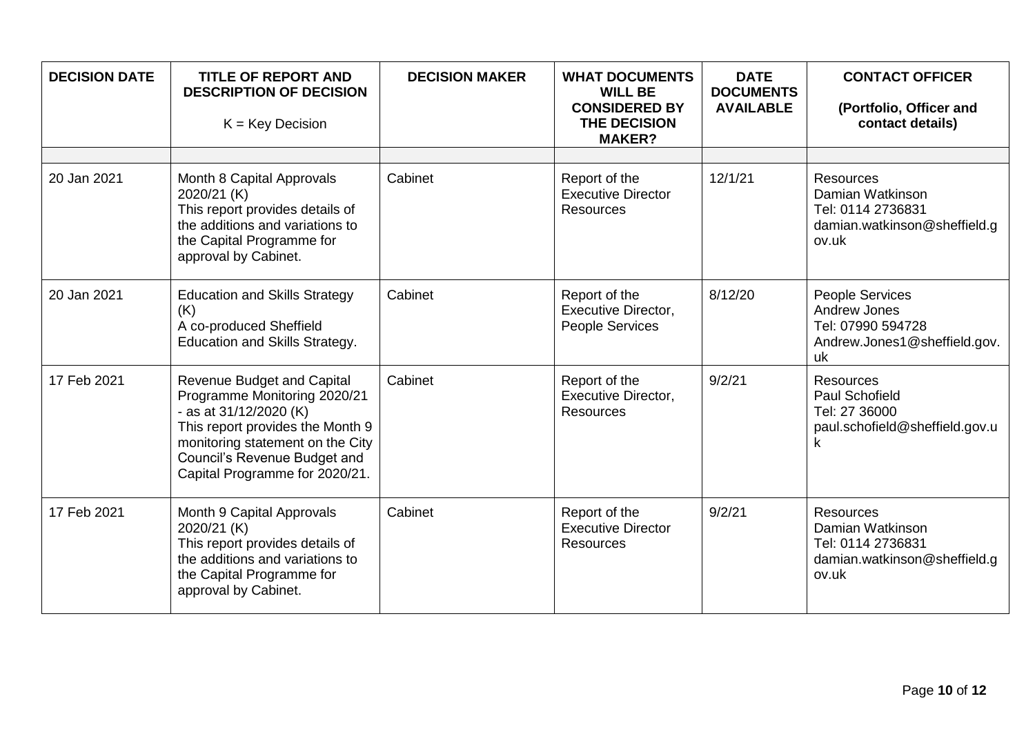| DECISION DATE | TITLE OF REPORT AND DESCRIPTION OF DECISION<br><br>K = Key Decision | DECISION MAKER | WHAT DOCUMENTS WILL BE CONSIDERED BY THE DECISION MAKER? | DATE DOCUMENTS AVAILABLE | CONTACT OFFICER<br><br>(Portfolio, Officer and contact details) |
|---|---|---|---|---|---|
| | | | | | |
| 20 Jan 2021 | Month 8 Capital Approvals 2020/21 (K)<br>This report provides details of the additions and variations to the Capital Programme for approval by Cabinet. | Cabinet | Report of the Executive Director Resources | 12/1/21 | Resources<br>Damian Watkinson<br>Tel: 0114 2736831<br>damian.watkinson@sheffield.gov.uk |
| 20 Jan 2021 | Education and Skills Strategy (K)<br>A co-produced Sheffield Education and Skills Strategy. | Cabinet | Report of the Executive Director, People Services | 8/12/20 | People Services<br>Andrew Jones<br>Tel: 07990 594728<br>Andrew.Jones1@sheffield.gov.uk |
| 17 Feb 2021 | Revenue Budget and Capital Programme Monitoring 2020/21 - as at 31/12/2020 (K)<br>This report provides the Month 9 monitoring statement on the City Council's Revenue Budget and Capital Programme for 2020/21. | Cabinet | Report of the Executive Director, Resources | 9/2/21 | Resources<br>Paul Schofield<br>Tel: 27 36000<br>paul.schofield@sheffield.gov.uk |
| 17 Feb 2021 | Month 9 Capital Approvals 2020/21 (K)<br>This report provides details of the additions and variations to the Capital Programme for approval by Cabinet. | Cabinet | Report of the Executive Director Resources | 9/2/21 | Resources<br>Damian Watkinson<br>Tel: 0114 2736831<br>damian.watkinson@sheffield.gov.uk |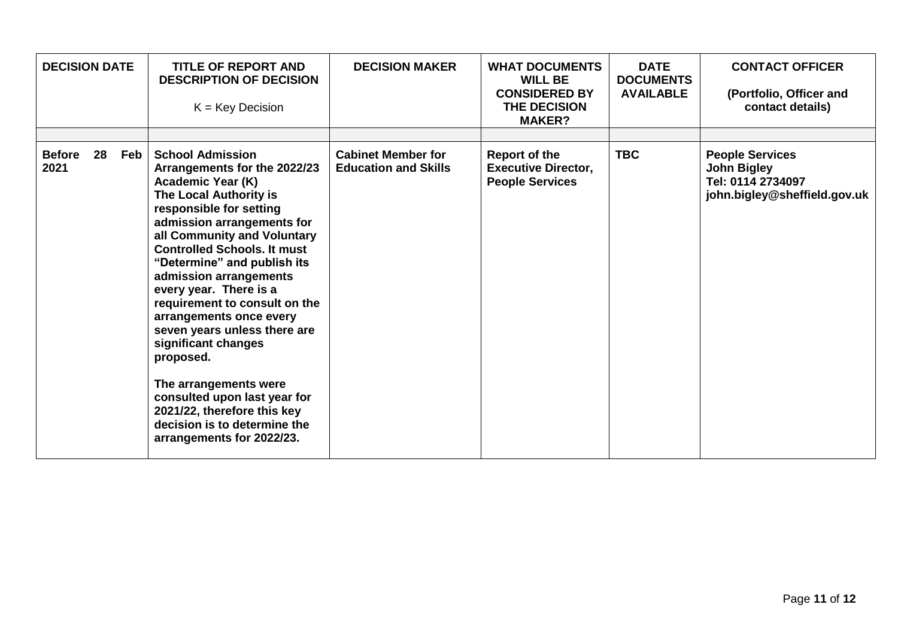| DECISION DATE | TITLE OF REPORT AND DESCRIPTION OF DECISION<br><br>K = Key Decision | DECISION MAKER | WHAT DOCUMENTS WILL BE CONSIDERED BY THE DECISION MAKER? | DATE DOCUMENTS AVAILABLE | CONTACT OFFICER<br><br>(Portfolio, Officer and contact details) |
|---|---|---|---|---|---|
| | | | | | |
| **Before 28 Feb 2021** | **School Admission Arrangements for the 2022/23 Academic Year (K)**<br>**The Local Authority is responsible for setting admission arrangements for all Community and Voluntary Controlled Schools. It must "Determine" and publish its admission arrangements every year. There is a requirement to consult on the arrangements once every seven years unless there are significant changes proposed.**<br><br>**The arrangements were consulted upon last year for 2021/22, therefore this key decision is to determine the arrangements for 2022/23.** | **Cabinet Member for Education and Skills** | **Report of the Executive Director, People Services** | **TBC** | **People Services**<br>**John Bigley**<br>**Tel: 0114 2734097**<br>**john.bigley@sheffield.gov.uk** |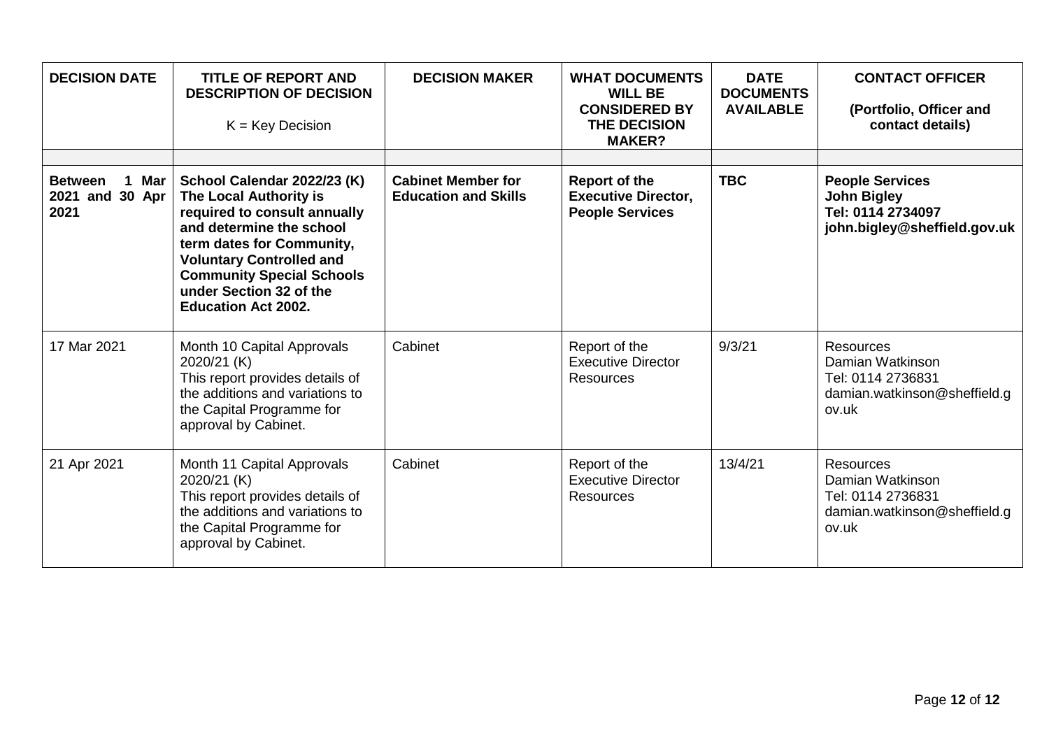| DECISION DATE | TITLE OF REPORT AND DESCRIPTION OF DECISION<br><br>K = Key Decision | DECISION MAKER | WHAT DOCUMENTS WILL BE CONSIDERED BY THE DECISION MAKER? | DATE DOCUMENTS AVAILABLE | CONTACT OFFICER<br><br>(Portfolio, Officer and contact details) |
|---|---|---|---|---|---|
| | | | | | |
| **Between 1 Mar 2021 and 30 Apr 2021** | **School Calendar 2022/23 (K) The Local Authority is required to consult annually and determine the school term dates for Community, Voluntary Controlled and Community Special Schools under Section 32 of the Education Act 2002.** | **Cabinet Member for Education and Skills** | **Report of the Executive Director, People Services** | **TBC** | **People Services John Bigley Tel: 0114 2734097 john.bigley@sheffield.gov.uk** |
| 17 Mar 2021 | Month 10 Capital Approvals 2020/21 (K) This report provides details of the additions and variations to the Capital Programme for approval by Cabinet. | Cabinet | Report of the Executive Director Resources | 9/3/21 | Resources Damian Watkinson Tel: 0114 2736831 damian.watkinson@sheffield.gov.uk |
| 21 Apr 2021 | Month 11 Capital Approvals 2020/21 (K) This report provides details of the additions and variations to the Capital Programme for approval by Cabinet. | Cabinet | Report of the Executive Director Resources | 13/4/21 | Resources Damian Watkinson Tel: 0114 2736831 damian.watkinson@sheffield.gov.uk |